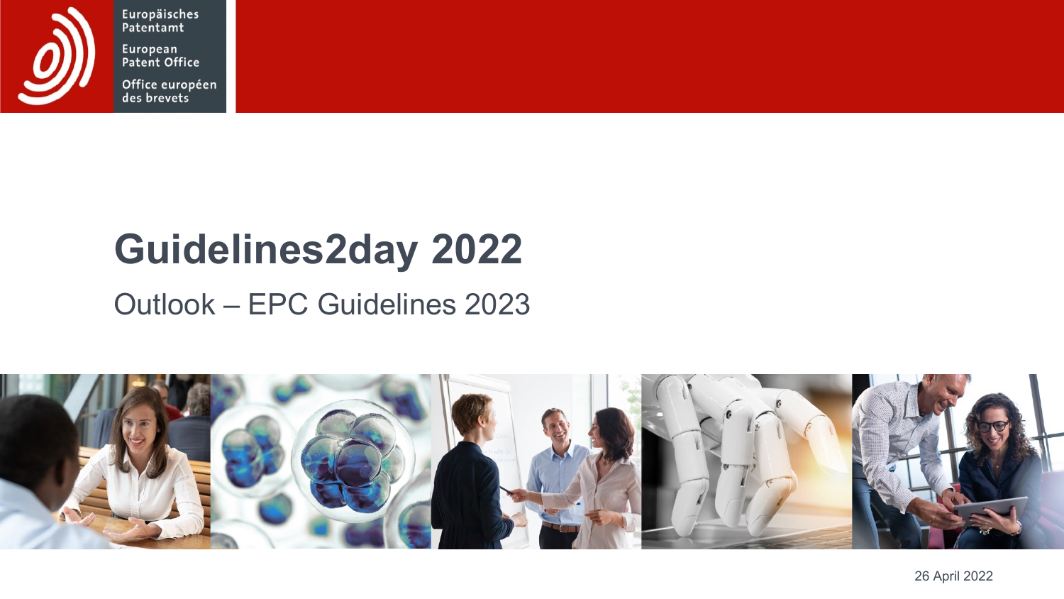Europäisches Patentamt
European Patent Office
Office européen des brevets

# Guidelines2day 2022

## Outlook – EPC Guidelines 2023

26 April 2022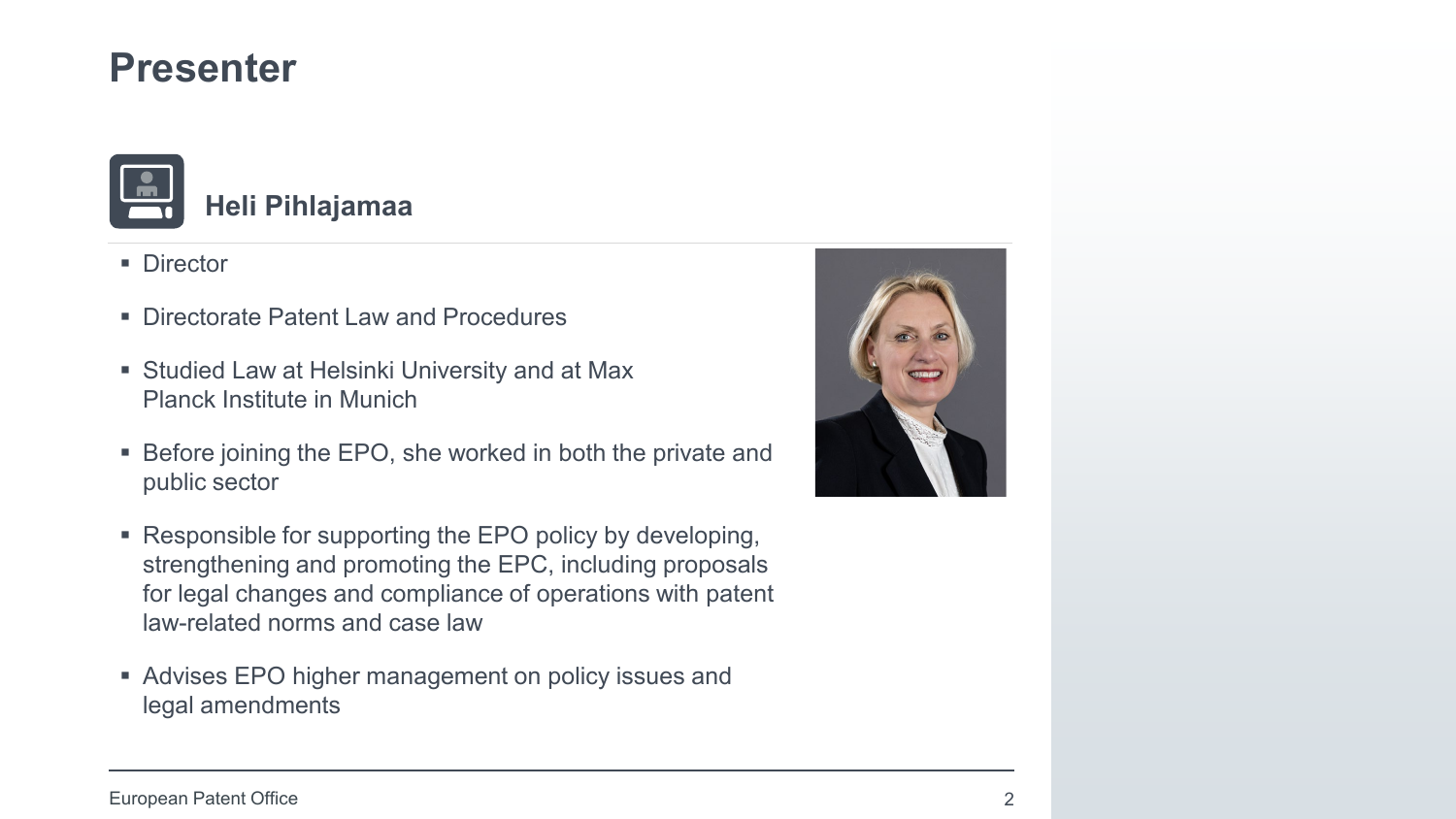# Presenter

## Heli Pihlajamaa

- Director
- Directorate Patent Law and Procedures
- Studied Law at Helsinki University and at Max Planck Institute in Munich
- Before joining the EPO, she worked in both the private and public sector
- Responsible for supporting the EPO policy by developing, strengthening and promoting the EPC, including proposals for legal changes and compliance of operations with patent law-related norms and case law
- Advises EPO higher management on policy issues and legal amendments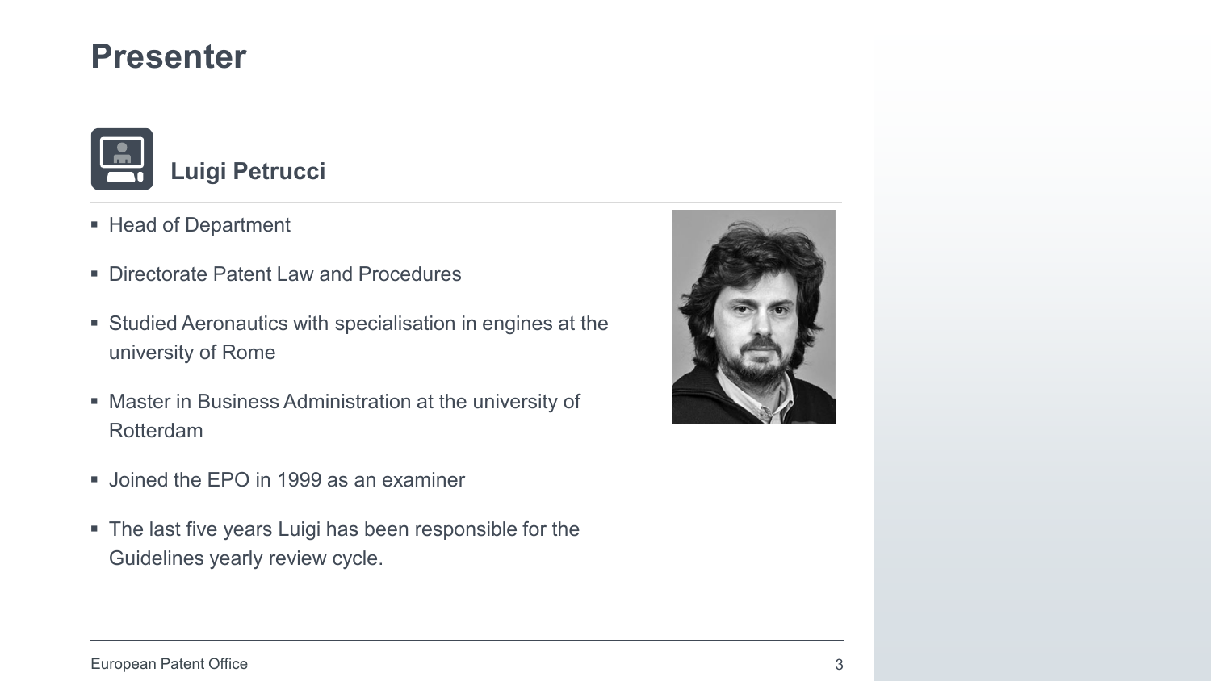# Presenter

## Luigi Petrucci

- Head of Department
- Directorate Patent Law and Procedures
- Studied Aeronautics with specialisation in engines at the university of Rome
- Master in Business Administration at the university of Rotterdam
- Joined the EPO in 1999 as an examiner
- The last five years Luigi has been responsible for the Guidelines yearly review cycle.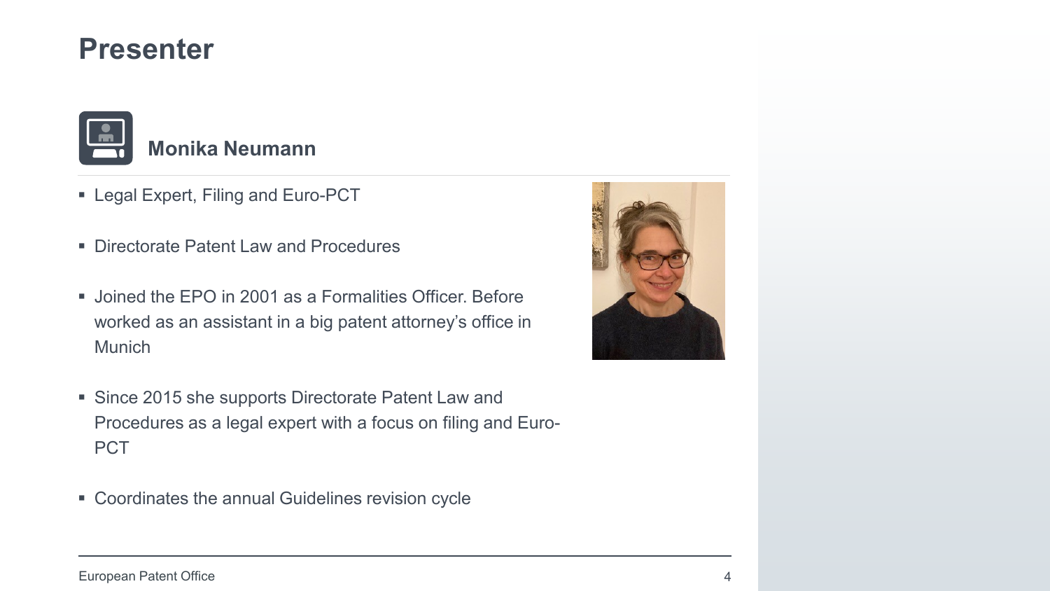# Presenter

## Monika Neumann

- Legal Expert, Filing and Euro-PCT
- Directorate Patent Law and Procedures
- Joined the EPO in 2001 as a Formalities Officer. Before worked as an assistant in a big patent attorney's office in Munich
- Since 2015 she supports Directorate Patent Law and Procedures as a legal expert with a focus on filing and Euro-PCT
- Coordinates the annual Guidelines revision cycle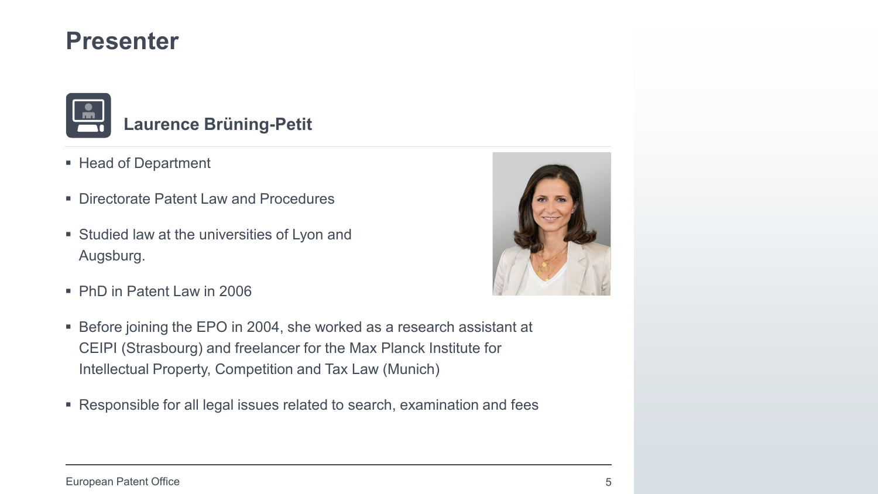# Presenter

## Laurence Brüning-Petit

- Head of Department
- Directorate Patent Law and Procedures
- Studied law at the universities of Lyon and Augsburg.
- PhD in Patent Law in 2006
- Before joining the EPO in 2004, she worked as a research assistant at CEIPI (Strasbourg) and freelancer for the Max Planck Institute for Intellectual Property, Competition and Tax Law (Munich)
- Responsible for all legal issues related to search, examination and fees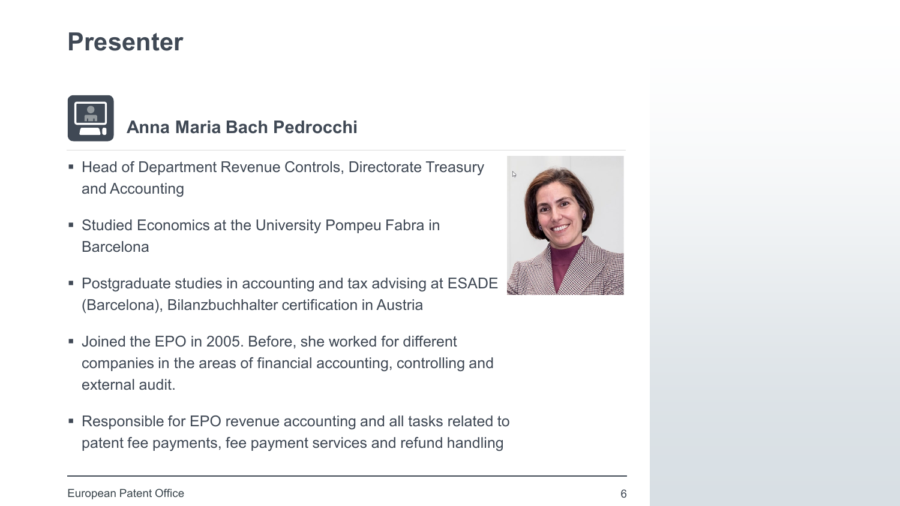# Presenter

## Anna Maria Bach Pedrocchi

- Head of Department Revenue Controls, Directorate Treasury and Accounting
- Studied Economics at the University Pompeu Fabra in Barcelona
- Postgraduate studies in accounting and tax advising at ESADE (Barcelona), Bilanzbuchhalter certification in Austria
- Joined the EPO in 2005. Before, she worked for different companies in the areas of financial accounting, controlling and external audit.
- Responsible for EPO revenue accounting and all tasks related to patent fee payments, fee payment services and refund handling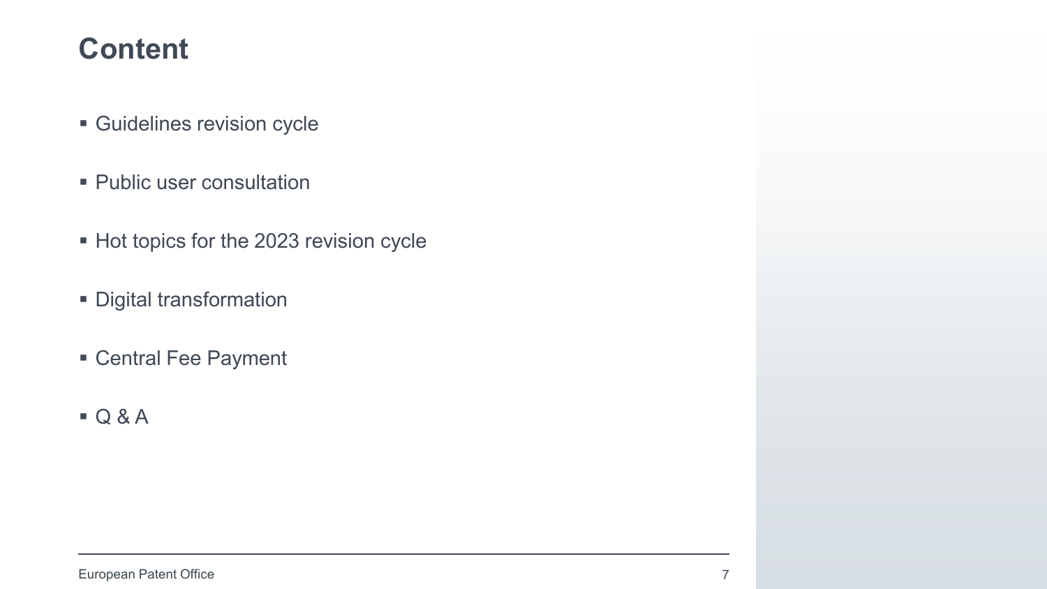# Content

- Guidelines revision cycle
- Public user consultation
- Hot topics for the 2023 revision cycle
- Digital transformation
- Central Fee Payment
- Q & A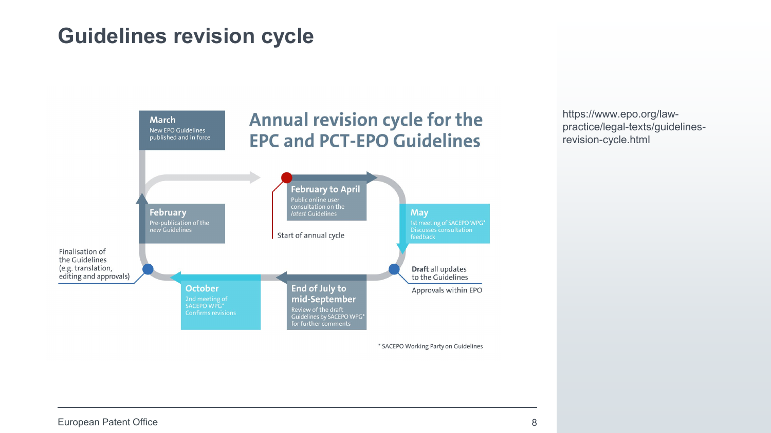# Guidelines revision cycle

## Annual revision cycle for the EPC and PCT-EPO Guidelines

**March**
New EPO Guidelines published and in force

**February to April**
Public online user consultation on the *latest* Guidelines

Start of annual cycle

**May**
1st meeting of SACEPO WPG*
Discusses consultation feedback

**Draft** all updates to the Guidelines

Approvals within EPO

**End of July to mid-September**
Review of the draft Guidelines by SACEPO WPG* for further comments

**October**
2nd meeting of SACEPO WPG*
Confirms revisions

Finalisation of the Guidelines (e.g. translation, editing and approvals)

**February**
Pre-publication of the *new* Guidelines

\* SACEPO Working Party on Guidelines

https://www.epo.org/law-practice/legal-texts/guidelines-revision-cycle.html

European Patent Office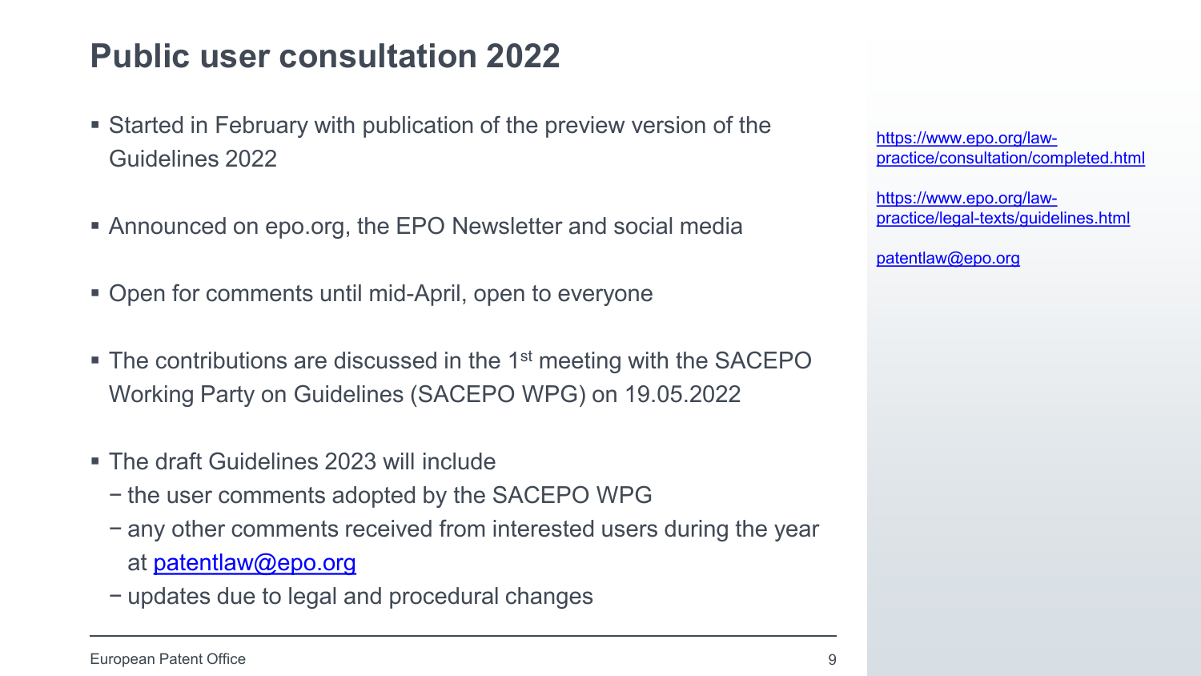# Public user consultation 2022

- Started in February with publication of the preview version of the Guidelines 2022
- Announced on epo.org, the EPO Newsletter and social media
- Open for comments until mid-April, open to everyone
- The contributions are discussed in the 1st meeting with the SACEPO Working Party on Guidelines (SACEPO WPG) on 19.05.2022
- The draft Guidelines 2023 will include
  - the user comments adopted by the SACEPO WPG
  - any other comments received from interested users during the year at patentlaw@epo.org
  - updates due to legal and procedural changes

https://www.epo.org/law-practice/consultation/completed.html

https://www.epo.org/law-practice/legal-texts/guidelines.html

patentlaw@epo.org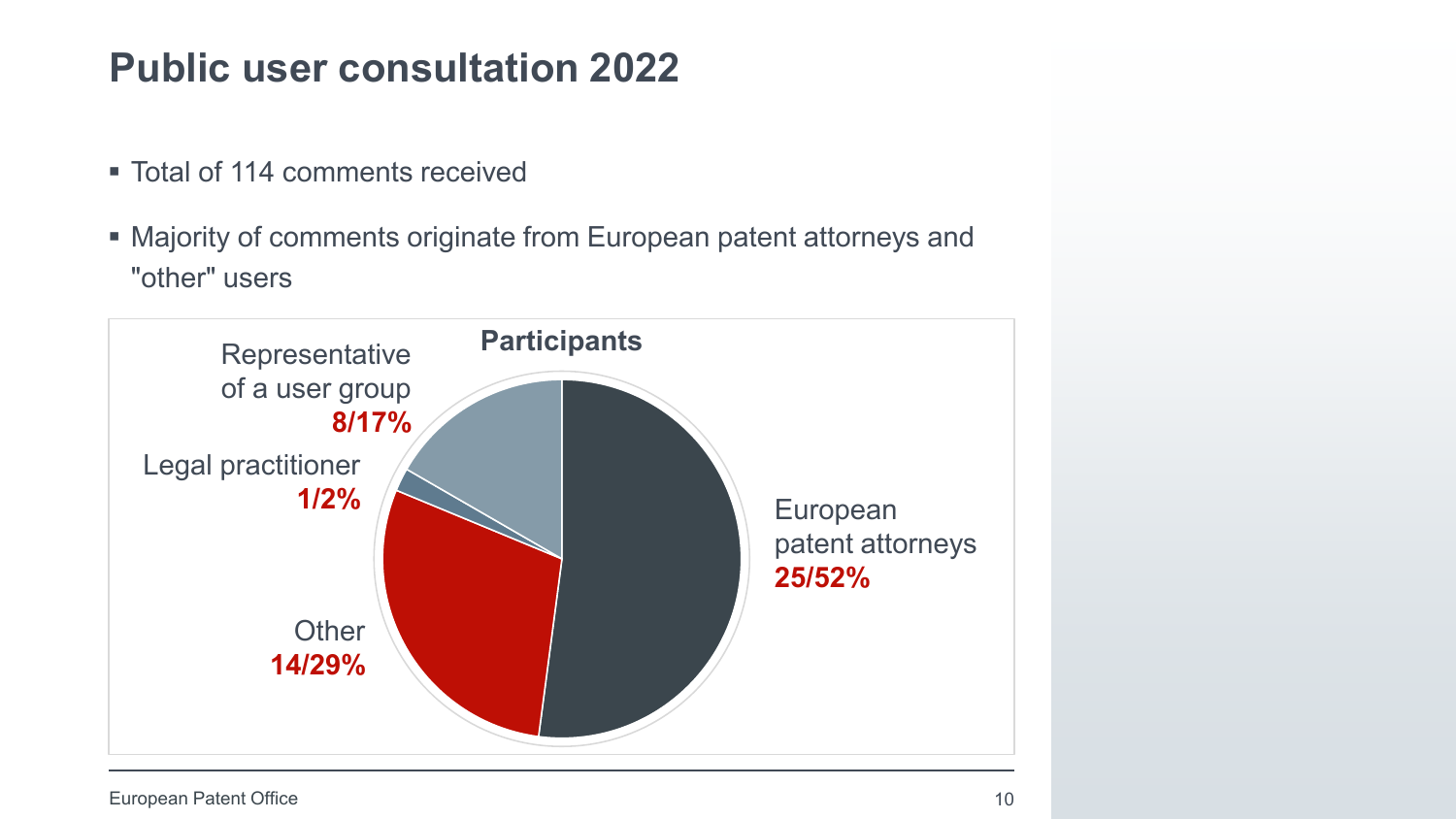# Public user consultation 2022

- Total of 114 comments received
- Majority of comments originate from European patent attorneys and "other" users

**Participants**

| Participant | Count/Share |
| --- | --- |
| European patent attorneys | 25/52% |
| Other | 14/29% |
| Representative of a user group | 8/17% |
| Legal practitioner | 1/2% |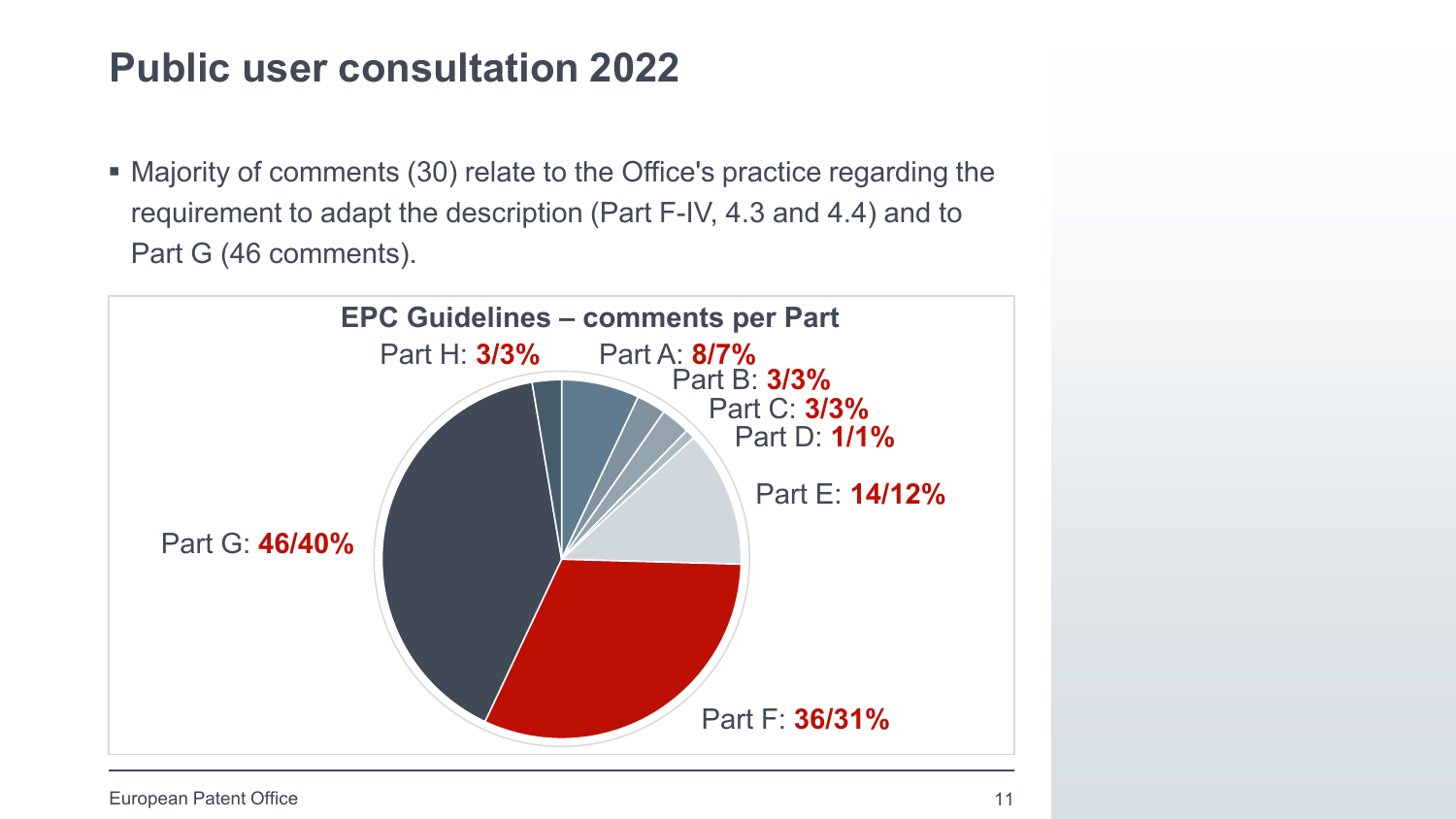# Public user consultation 2022

- Majority of comments (30) relate to the Office's practice regarding the requirement to adapt the description (Part F-IV, 4.3 and 4.4) and to Part G (46 comments).

**EPC Guidelines – comments per Part**

| Part | Comments/Share |
|---|---|
| Part A | **8/7%** |
| Part B | **3/3%** |
| Part C | **3/3%** |
| Part D | **1/1%** |
| Part E | **14/12%** |
| Part F | **36/31%** |
| Part G | **46/40%** |
| Part H | **3/3%** |

European Patent Office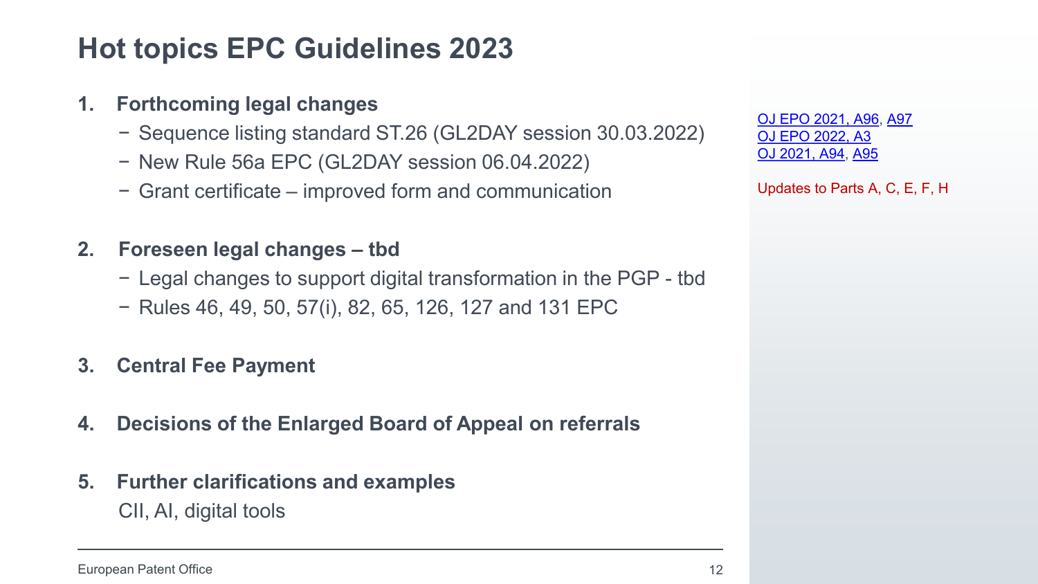# Hot topics EPC Guidelines 2023

1. **Forthcoming legal changes**
   - Sequence listing standard ST.26 (GL2DAY session 30.03.2022)
   - New Rule 56a EPC (GL2DAY session 06.04.2022)
   - Grant certificate – improved form and communication

2. **Foreseen legal changes – tbd**
   - Legal changes to support digital transformation in the PGP - tbd
   - Rules 46, 49, 50, 57(i), 82, 65, 126, 127 and 131 EPC

3. **Central Fee Payment**

4. **Decisions of the Enlarged Board of Appeal on referrals**

5. **Further clarifications and examples**

   CII, AI, digital tools

OJ EPO 2021, A96, A97
OJ EPO 2022, A3
OJ 2021, A94, A95

Updates to Parts A, C, E, F, H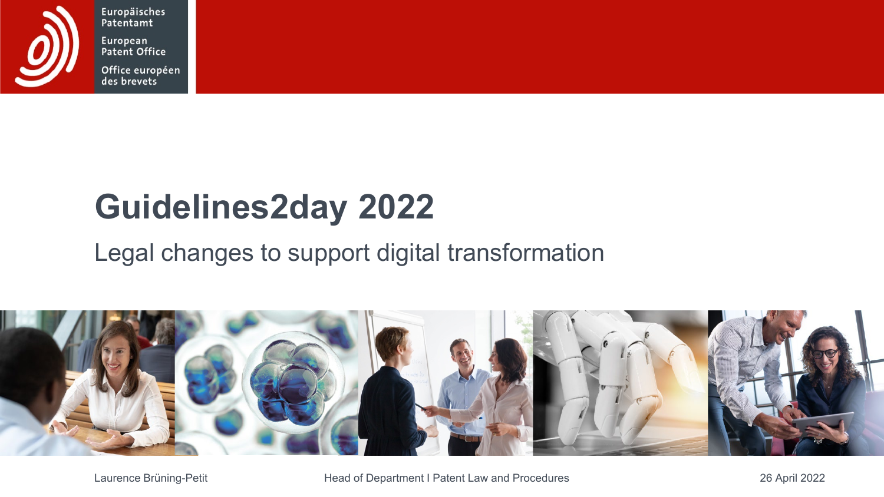Europäisches Patentamt

European Patent Office

Office européen des brevets

# Guidelines2day 2022

## Legal changes to support digital transformation

Laurence Brüning-Petit

Head of Department I Patent Law and Procedures

26 April 2022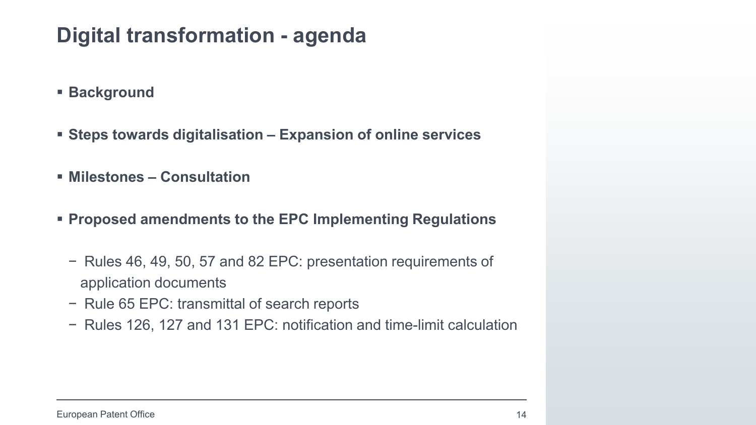# Digital transformation - agenda

- **Background**
- **Steps towards digitalisation – Expansion of online services**
- **Milestones – Consultation**
- **Proposed amendments to the EPC Implementing Regulations**
  - Rules 46, 49, 50, 57 and 82 EPC: presentation requirements of application documents
  - Rule 65 EPC: transmittal of search reports
  - Rules 126, 127 and 131 EPC: notification and time-limit calculation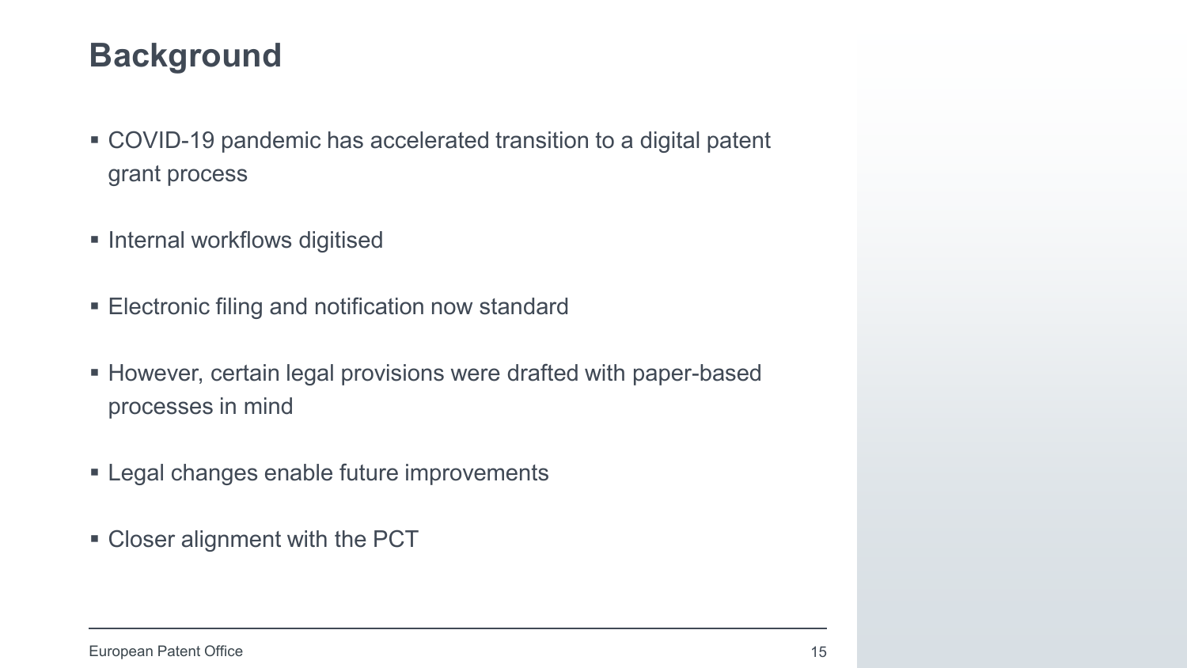# Background

- COVID-19 pandemic has accelerated transition to a digital patent grant process
- Internal workflows digitised
- Electronic filing and notification now standard
- However, certain legal provisions were drafted with paper-based processes in mind
- Legal changes enable future improvements
- Closer alignment with the PCT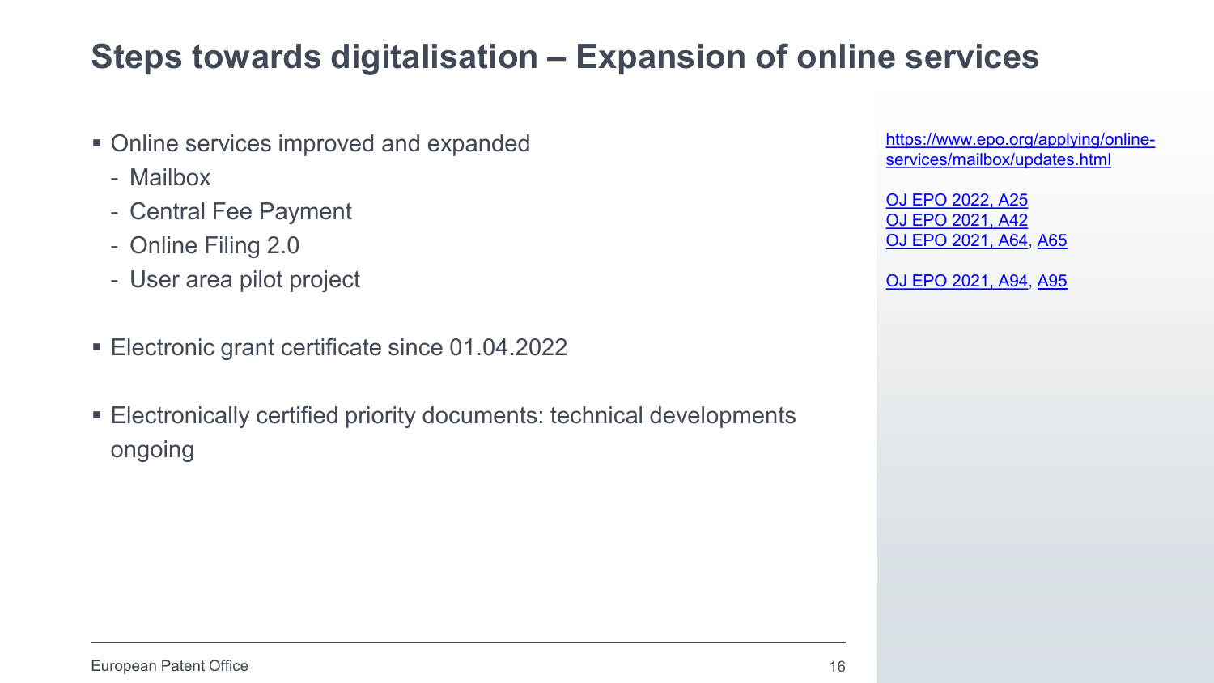# Steps towards digitalisation – Expansion of online services

- Online services improved and expanded
  - Mailbox
  - Central Fee Payment
  - Online Filing 2.0
  - User area pilot project
- Electronic grant certificate since 01.04.2022
- Electronically certified priority documents: technical developments ongoing

https://www.epo.org/applying/online-services/mailbox/updates.html

OJ EPO 2022, A25
OJ EPO 2021, A42
OJ EPO 2021, A64, A65

OJ EPO 2021, A94, A95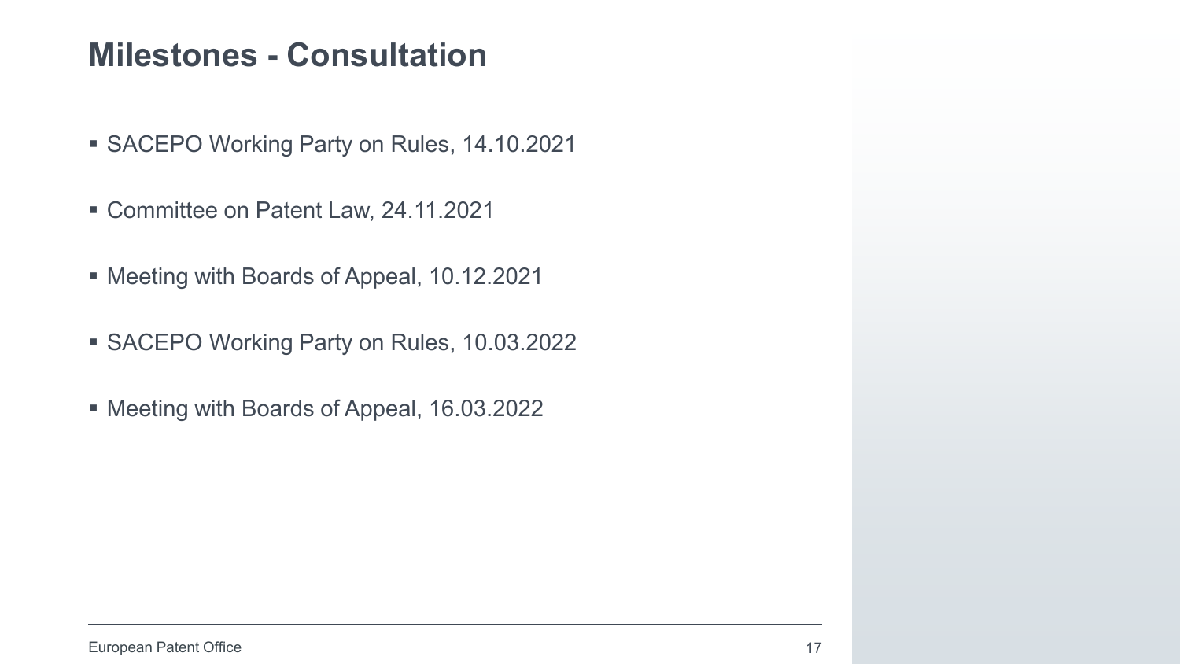# Milestones - Consultation

- SACEPO Working Party on Rules, 14.10.2021
- Committee on Patent Law, 24.11.2021
- Meeting with Boards of Appeal, 10.12.2021
- SACEPO Working Party on Rules, 10.03.2022
- Meeting with Boards of Appeal, 16.03.2022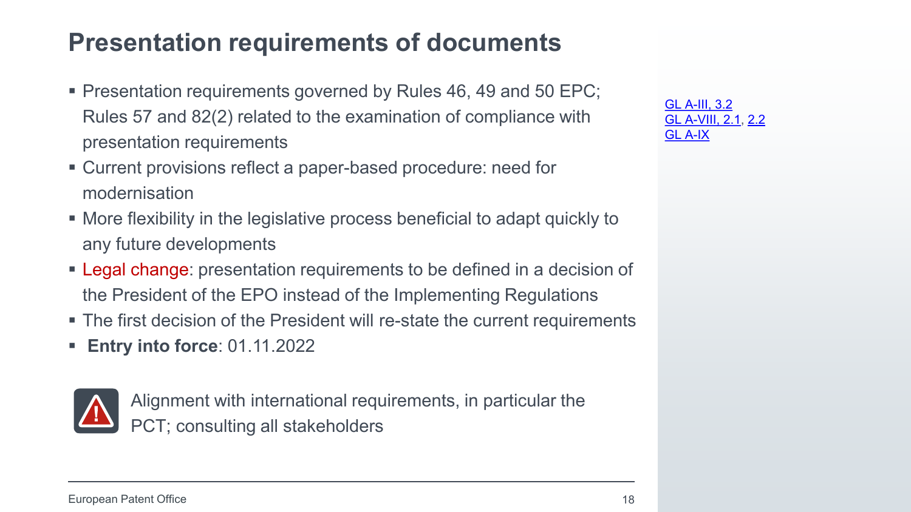# Presentation requirements of documents

- Presentation requirements governed by Rules 46, 49 and 50 EPC; Rules 57 and 82(2) related to the examination of compliance with presentation requirements
- Current provisions reflect a paper-based procedure: need for modernisation
- More flexibility in the legislative process beneficial to adapt quickly to any future developments
- Legal change: presentation requirements to be defined in a decision of the President of the EPO instead of the Implementing Regulations
- The first decision of the President will re-state the current requirements
- **Entry into force**: 01.11.2022

Alignment with international requirements, in particular the PCT; consulting all stakeholders

GL A-III, 3.2
GL A-VIII, 2.1, 2.2
GL A-IX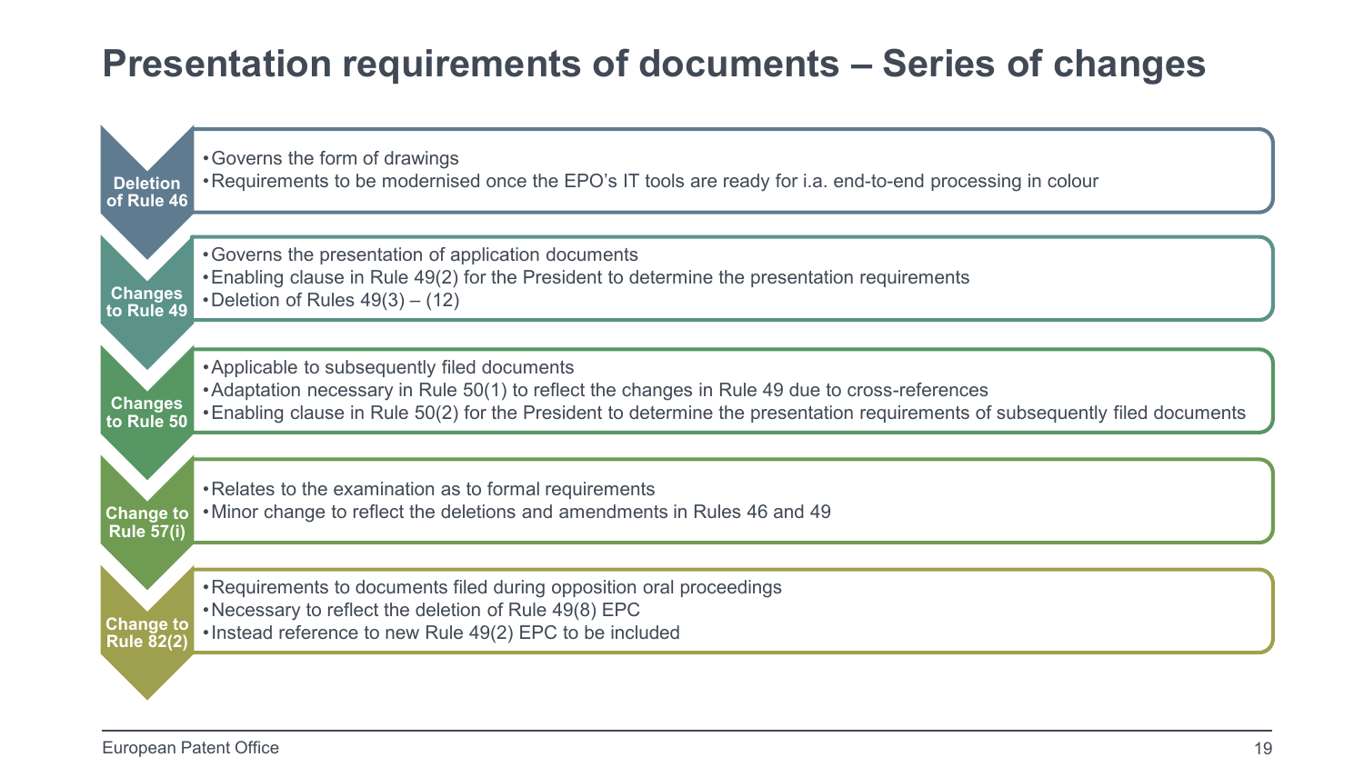# Presentation requirements of documents – Series of changes

**Deletion of Rule 46**

- Governs the form of drawings
- Requirements to be modernised once the EPO's IT tools are ready for i.a. end-to-end processing in colour

**Changes to Rule 49**

- Governs the presentation of application documents
- Enabling clause in Rule 49(2) for the President to determine the presentation requirements
- Deletion of Rules 49(3) – (12)

**Changes to Rule 50**

- Applicable to subsequently filed documents
- Adaptation necessary in Rule 50(1) to reflect the changes in Rule 49 due to cross-references
- Enabling clause in Rule 50(2) for the President to determine the presentation requirements of subsequently filed documents

**Change to Rule 57(i)**

- Relates to the examination as to formal requirements
- Minor change to reflect the deletions and amendments in Rules 46 and 49

**Change to Rule 82(2)**

- Requirements to documents filed during opposition oral proceedings
- Necessary to reflect the deletion of Rule 49(8) EPC
- Instead reference to new Rule 49(2) EPC to be included

European Patent Office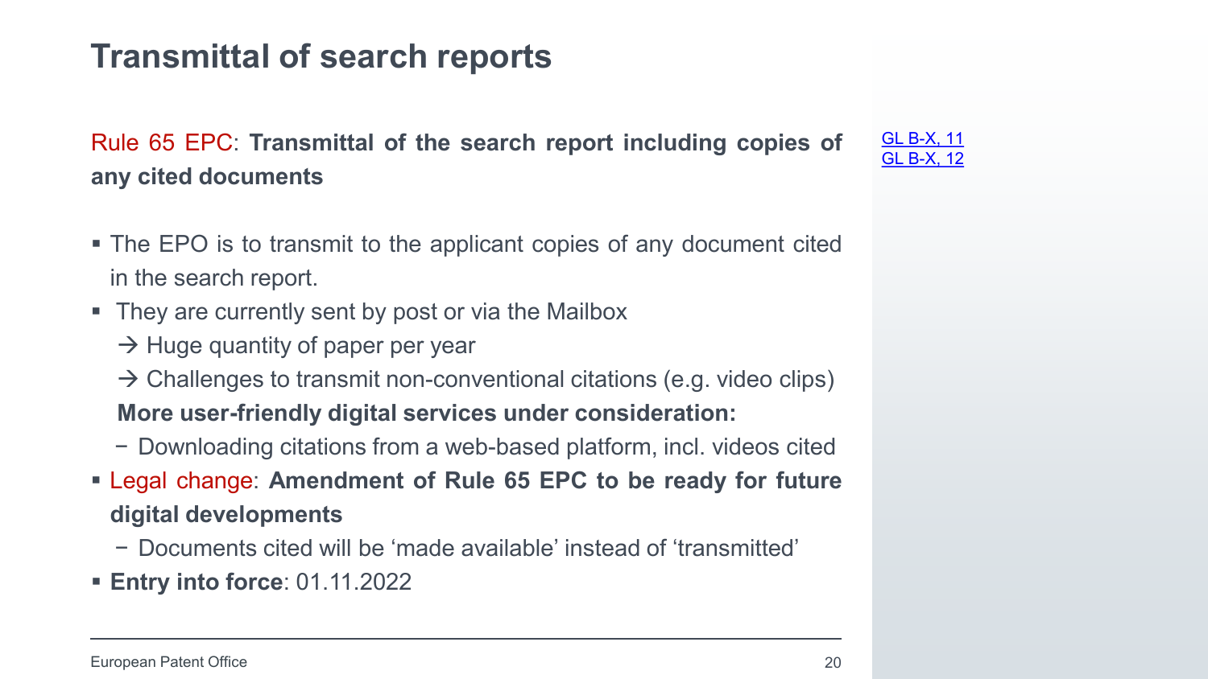# Transmittal of search reports

Rule 65 EPC: **Transmittal of the search report including copies of any cited documents**

GL B-X, 11
GL B-X, 12

- The EPO is to transmit to the applicant copies of any document cited in the search report.
- They are currently sent by post or via the Mailbox
  - → Huge quantity of paper per year
  - → Challenges to transmit non-conventional citations (e.g. video clips)

  **More user-friendly digital services under consideration:**
  - Downloading citations from a web-based platform, incl. videos cited
- Legal change: **Amendment of Rule 65 EPC to be ready for future digital developments**
  - Documents cited will be 'made available' instead of 'transmitted'
- **Entry into force**: 01.11.2022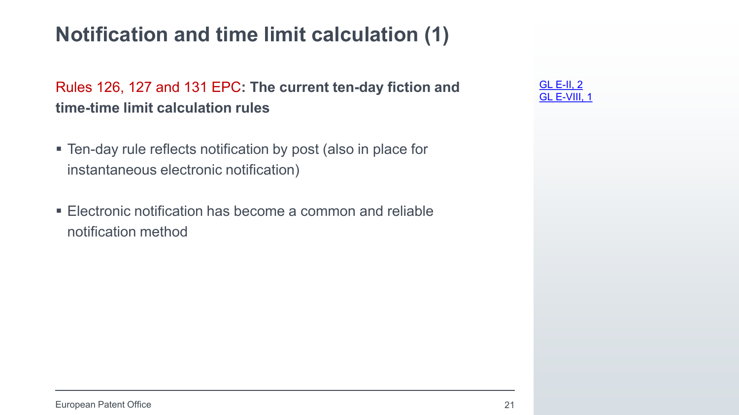# Notification and time limit calculation (1)

Rules 126, 127 and 131 EPC: **The current ten-day fiction and time-time limit calculation rules**

- Ten-day rule reflects notification by post (also in place for instantaneous electronic notification)
- Electronic notification has become a common and reliable notification method

GL E-II, 2
GL E-VIII, 1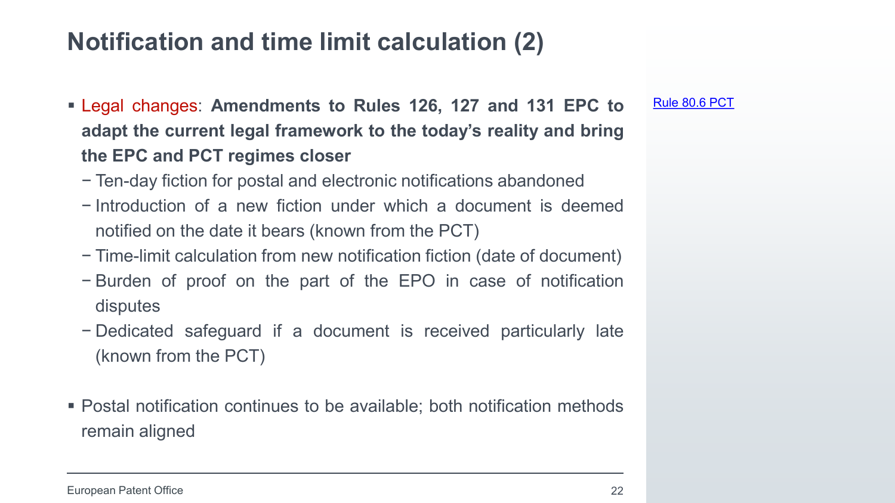# Notification and time limit calculation (2)

- Legal changes: **Amendments to Rules 126, 127 and 131 EPC to adapt the current legal framework to the today's reality and bring the EPC and PCT regimes closer**
  - Ten-day fiction for postal and electronic notifications abandoned
  - Introduction of a new fiction under which a document is deemed notified on the date it bears (known from the PCT)
  - Time-limit calculation from new notification fiction (date of document)
  - Burden of proof on the part of the EPO in case of notification disputes
  - Dedicated safeguard if a document is received particularly late (known from the PCT)

- Postal notification continues to be available; both notification methods remain aligned

Rule 80.6 PCT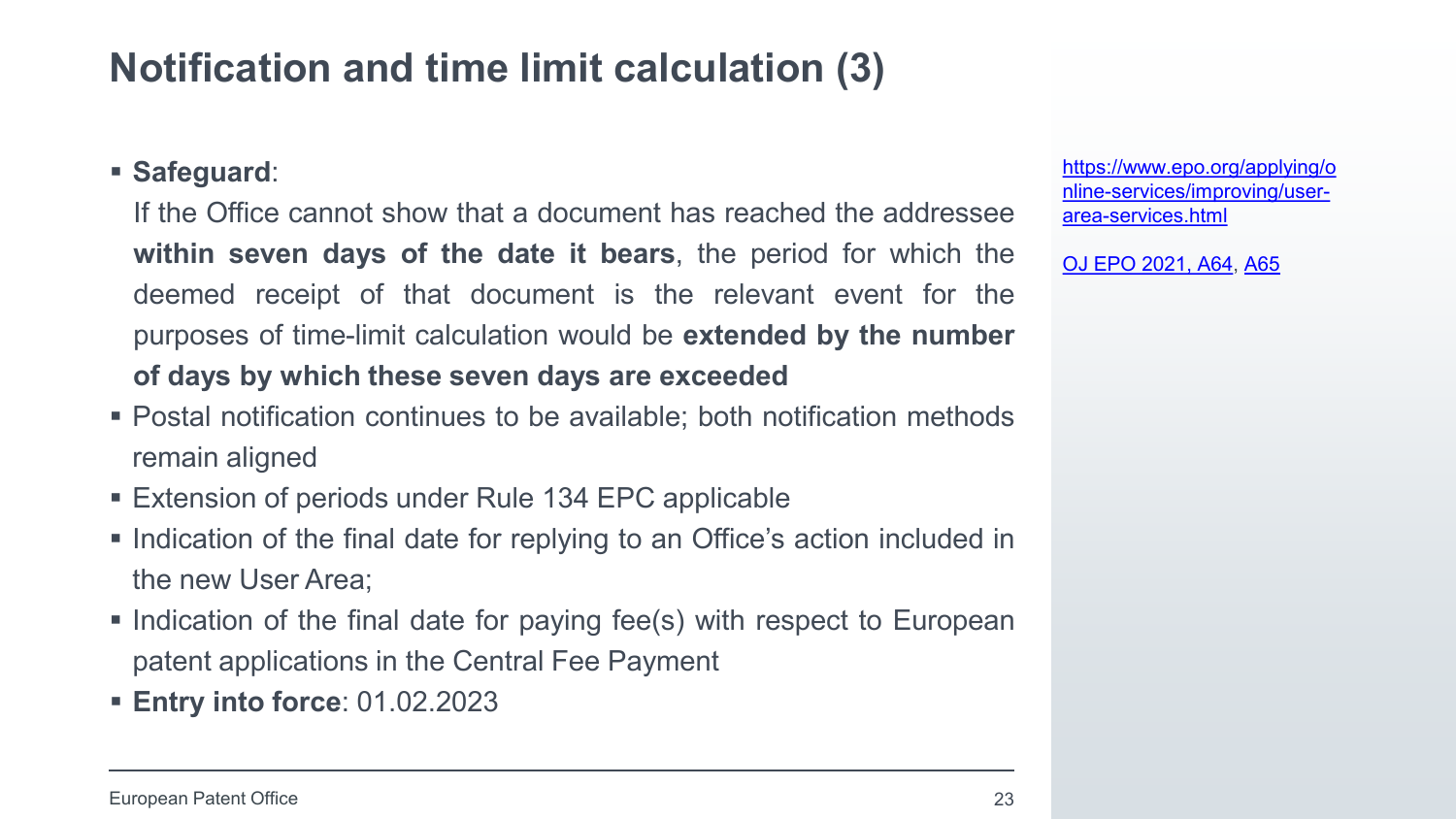# Notification and time limit calculation (3)

- **Safeguard**:

  If the Office cannot show that a document has reached the addressee **within seven days of the date it bears**, the period for which the deemed receipt of that document is the relevant event for the purposes of time-limit calculation would be **extended by the number of days by which these seven days are exceeded**
- Postal notification continues to be available; both notification methods remain aligned
- Extension of periods under Rule 134 EPC applicable
- Indication of the final date for replying to an Office's action included in the new User Area;
- Indication of the final date for paying fee(s) with respect to European patent applications in the Central Fee Payment
- **Entry into force**: 01.02.2023

https://www.epo.org/applying/online-services/improving/user-area-services.html

OJ EPO 2021, A64, A65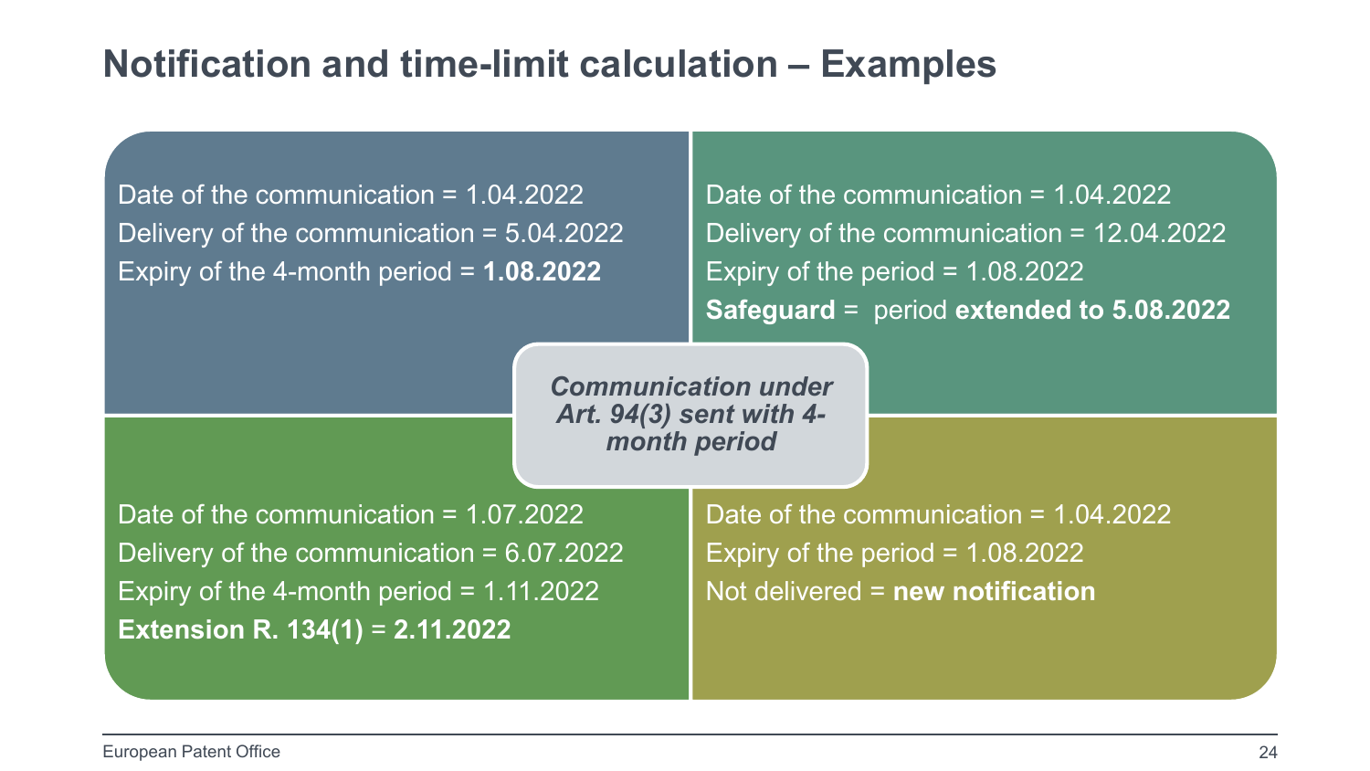# Notification and time-limit calculation – Examples

***Communication under Art. 94(3) sent with 4-month period***

Date of the communication = 1.04.2022
Delivery of the communication = 5.04.2022
Expiry of the 4-month period = **1.08.2022**

Date of the communication = 1.04.2022
Delivery of the communication = 12.04.2022
Expiry of the period = 1.08.2022
**Safeguard** = period **extended to 5.08.2022**

Date of the communication = 1.07.2022
Delivery of the communication = 6.07.2022
Expiry of the 4-month period = 1.11.2022
**Extension R. 134(1)** = **2.11.2022**

Date of the communication = 1.04.2022
Expiry of the period = 1.08.2022
Not delivered = **new notification**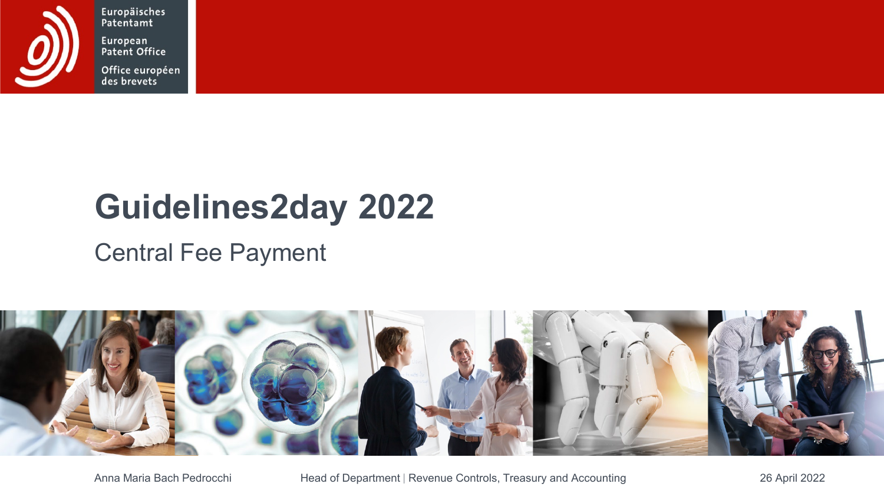# Guidelines2day 2022

## Central Fee Payment

Anna Maria Bach Pedrocchi

Head of Department | Revenue Controls, Treasury and Accounting

26 April 2022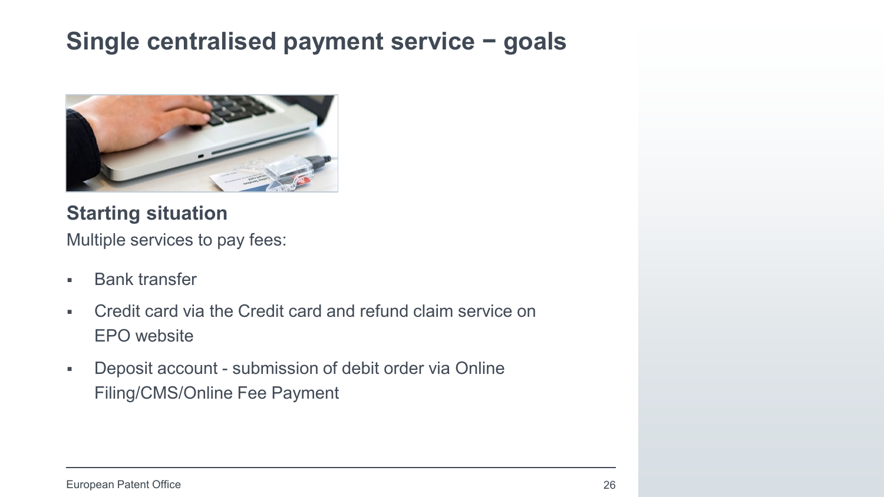# Single centralised payment service − goals

## Starting situation

Multiple services to pay fees:

- Bank transfer
- Credit card via the Credit card and refund claim service on EPO website
- Deposit account - submission of debit order via Online Filing/CMS/Online Fee Payment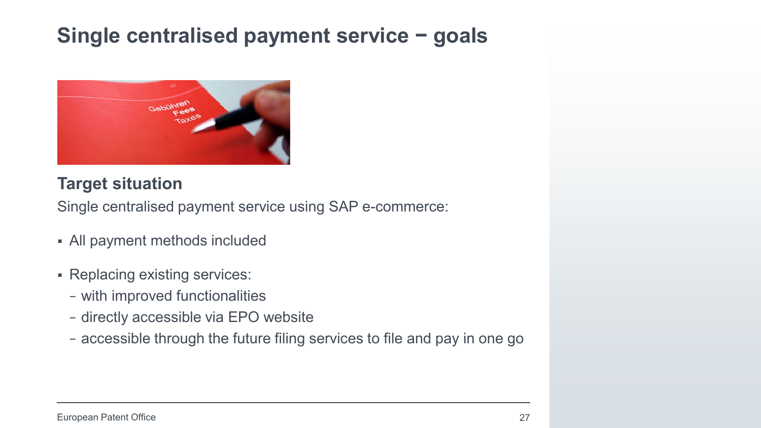# Single centralised payment service − goals

## Target situation

Single centralised payment service using SAP e-commerce:

- All payment methods included
- Replacing existing services:
  - with improved functionalities
  - directly accessible via EPO website
  - accessible through the future filing services to file and pay in one go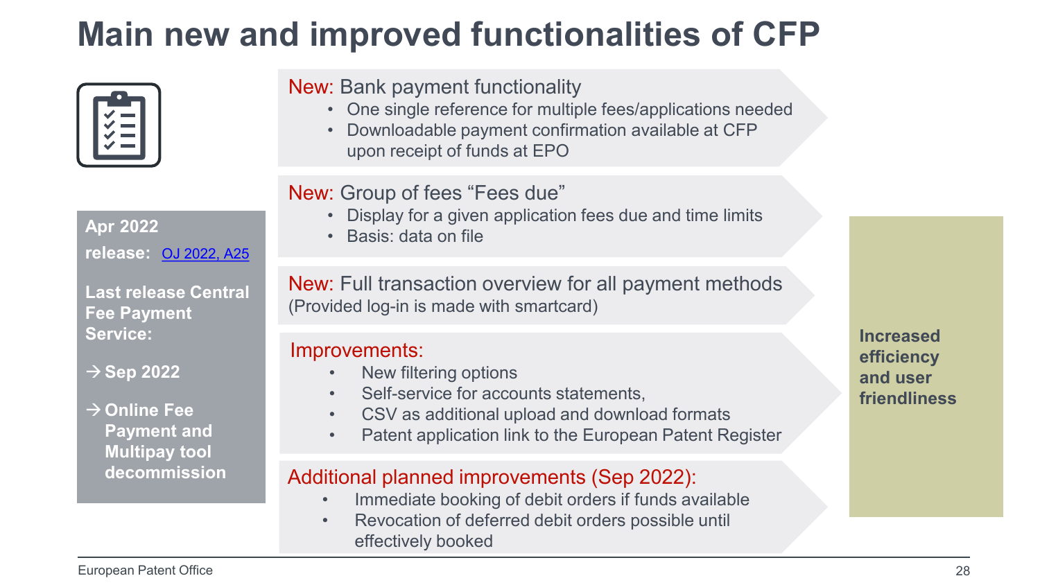# Main new and improved functionalities of CFP

**Apr 2022 release:** [OJ 2022, A25]

**Last release Central Fee Payment Service:**

**→ Sep 2022**

**→ Online Fee Payment and Multipay tool decommission**

New: Bank payment functionality

- One single reference for multiple fees/applications needed
- Downloadable payment confirmation available at CFP upon receipt of funds at EPO

New: Group of fees "Fees due"

- Display for a given application fees due and time limits
- Basis: data on file

New: Full transaction overview for all payment methods
(Provided log-in is made with smartcard)

Improvements:

- New filtering options
- Self-service for accounts statements,
- CSV as additional upload and download formats
- Patent application link to the European Patent Register

Additional planned improvements (Sep 2022):

- Immediate booking of debit orders if funds available
- Revocation of deferred debit orders possible until effectively booked

**Increased efficiency and user friendliness**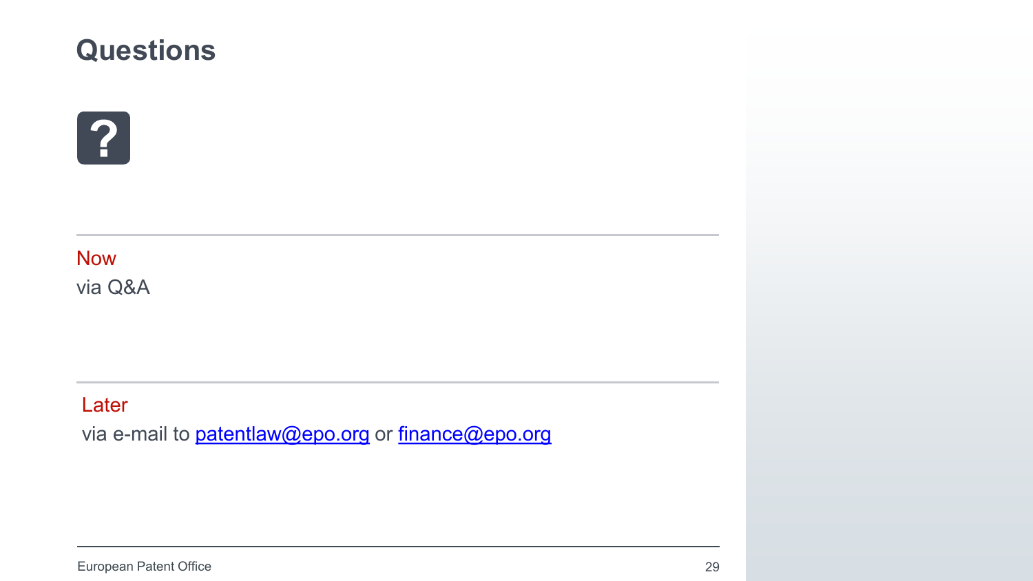# Questions

?

**Now**

via Q&A

**Later**

via e-mail to patentlaw@epo.org or finance@epo.org